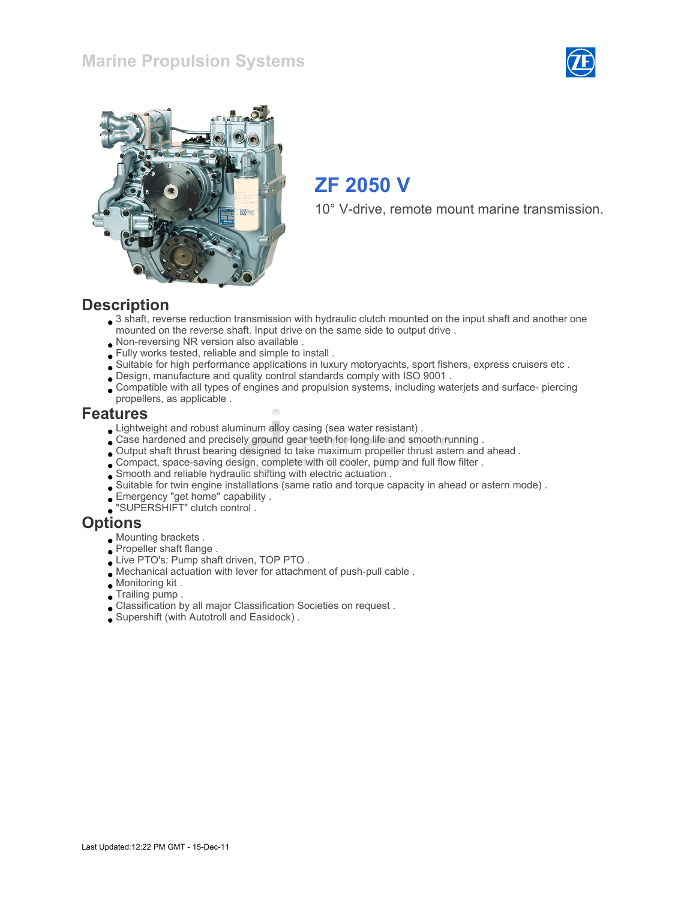# Marine Propulsion Systems

## ZF 2050 V

10° V-drive, remote mount marine transmission.

## Description

- 3 shaft, reverse reduction transmission with hydraulic clutch mounted on the input shaft and another one mounted on the reverse shaft. Input drive on the same side to output drive .
- Non-reversing NR version also available .
- Fully works tested, reliable and simple to install .
- Suitable for high performance applications in luxury motoryachts, sport fishers, express cruisers etc .
- Design, manufacture and quality control standards comply with ISO 9001 .
- Compatible with all types of engines and propulsion systems, including waterjets and surface- piercing propellers, as applicable .

## Features

- Lightweight and robust aluminum alloy casing (sea water resistant) .
- Case hardened and precisely ground gear teeth for long life and smooth running .
- Output shaft thrust bearing designed to take maximum propeller thrust astern and ahead .
- Compact, space-saving design, complete with oil cooler, pump and full flow filter .
- Smooth and reliable hydraulic shifting with electric actuation .
- Suitable for twin engine installations (same ratio and torque capacity in ahead or astern mode) .
- Emergency "get home" capability .
- "SUPERSHIFT" clutch control .

## Options

- Mounting brackets .
- Propeller shaft flange .
- Live PTO's: Pump shaft driven, TOP PTO .
- Mechanical actuation with lever for attachment of push-pull cable .
- Monitoring kit .
- Trailing pump .
- Classification by all major Classification Societies on request .
- Supershift (with Autotroll and Easidock) .

Last Updated:12:22 PM GMT - 15-Dec-11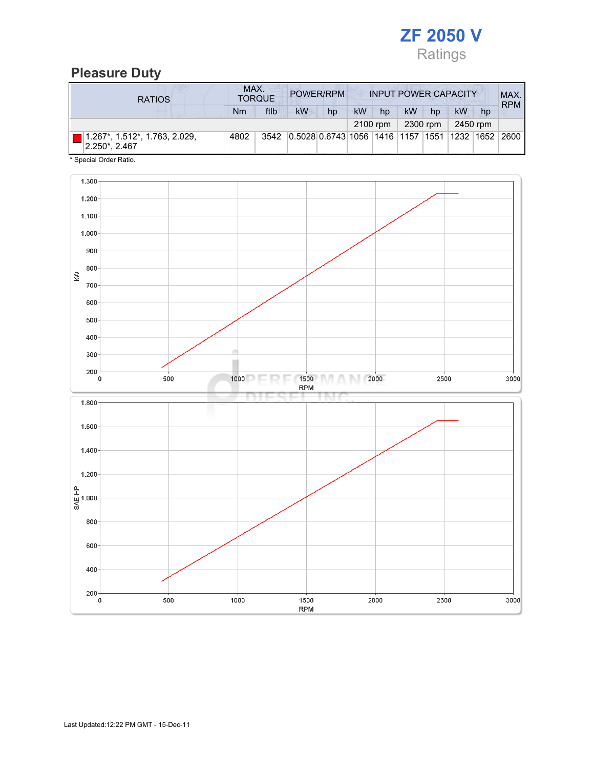# ZF 2050 V

Ratings

## Pleasure Duty

| RATIOS | MAX. TORQUE | | POWER/RPM | | INPUT POWER CAPACITY | | | | | | MAX. RPM |
|---|---|---|---|---|---|---|---|---|---|---|---|
| | Nm | ftlb | kW | hp | kW | hp | kW | hp | kW | hp | |
| | | | | | 2100 rpm | | 2300 rpm | | 2450 rpm | | |
| 1.267*, 1.512*, 1.763, 2.029, 2.250*, 2.467 | 4802 | 3542 | 0.5028 | 0.6743 | 1056 | 1416 | 1157 | 1551 | 1232 | 1652 | 2600 |

* Special Order Ratio.

Last Updated:12:22 PM GMT - 15-Dec-11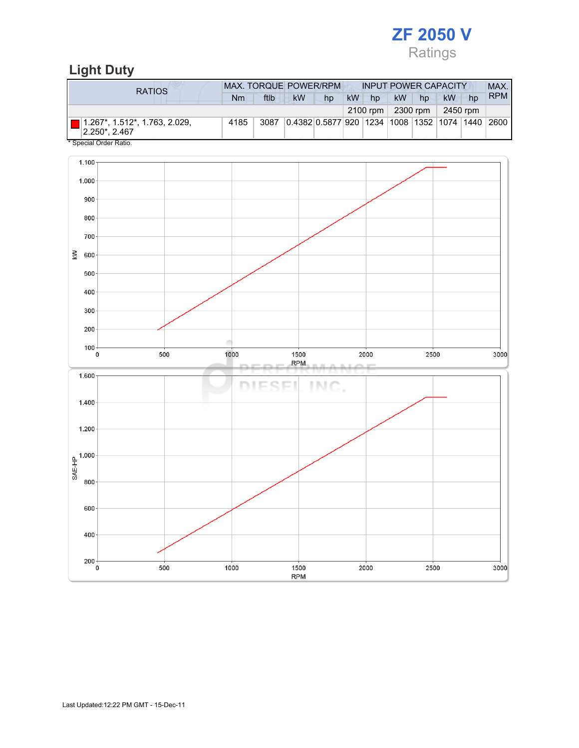# ZF 2050 V

Ratings

## Light Duty

| RATIOS | MAX. TORQUE | | POWER/RPM | | INPUT POWER CAPACITY | | | | | | MAX. RPM |
|---|---|---|---|---|---|---|---|---|---|---|---|
| | Nm | ftlb | kW | hp | kW | hp | kW | hp | kW | hp | |
| | | | | | 2100 rpm | | 2300 rpm | | 2450 rpm | | |
| 1.267*, 1.512*, 1.763, 2.029, 2.250*, 2.467 | 4185 | 3087 | 0.4382 | 0.5877 | 920 | 1234 | 1008 | 1352 | 1074 | 1440 | 2600 |

* Special Order Ratio.

Last Updated:12:22 PM GMT - 15-Dec-11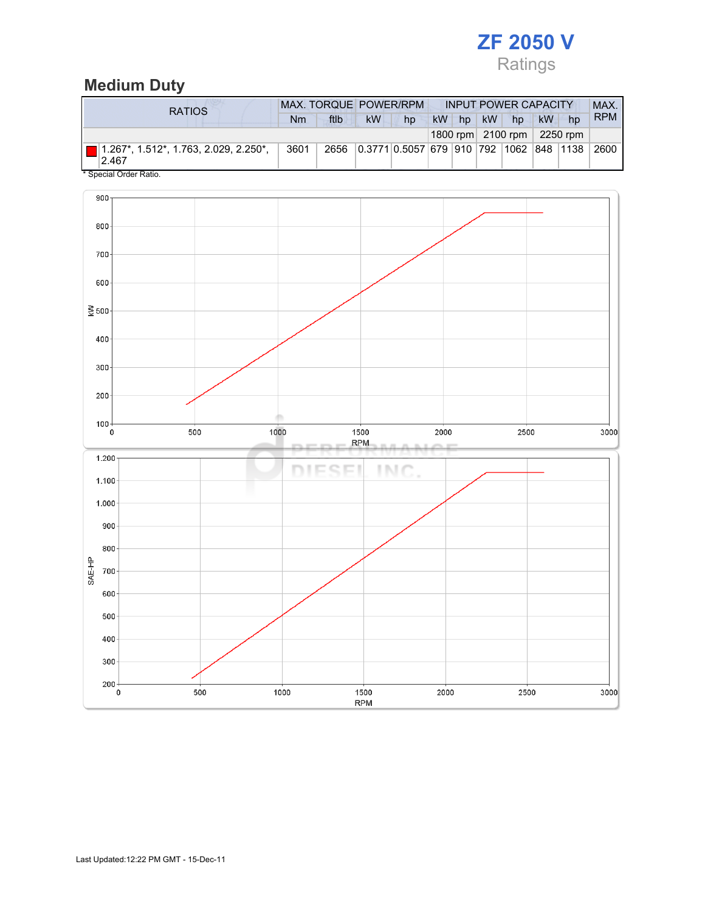# ZF 2050 V

Ratings

## Medium Duty

| RATIOS | MAX. TORQUE | | POWER/RPM | | INPUT POWER CAPACITY | | | | | | MAX. RPM |
|---|---|---|---|---|---|---|---|---|---|---|---|
| | Nm | ftlb | kW | hp | kW | hp | kW | hp | kW | hp | |
| | | | | | 1800 rpm | | 2100 rpm | | 2250 rpm | | |
| 1.267*, 1.512*, 1.763, 2.029, 2.250*, 2.467 | 3601 | 2656 | 0.3771 | 0.5057 | 679 | 910 | 792 | 1062 | 848 | 1138 | 2600 |

* Special Order Ratio.

Last Updated:12:22 PM GMT - 15-Dec-11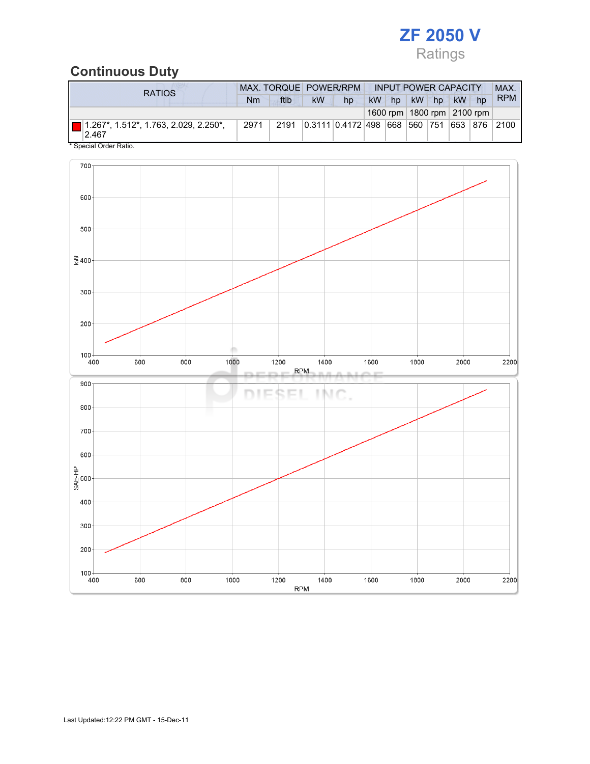# ZF 2050 V

Ratings

## Continuous Duty

| RATIOS | MAX. TORQUE | | POWER/RPM | | INPUT POWER CAPACITY | | | | | | MAX. RPM |
|---|---|---|---|---|---|---|---|---|---|---|---|
| | Nm | ftlb | kW | hp | kW | hp | kW | hp | kW | hp | |
| | | | | | 1600 rpm | | 1800 rpm | | 2100 rpm | | |
| 1.267*, 1.512*, 1.763, 2.029, 2.250*, 2.467 | 2971 | 2191 | 0.3111 | 0.4172 | 498 | 668 | 560 | 751 | 653 | 876 | 2100 |

* Special Order Ratio.

Last Updated:12:22 PM GMT - 15-Dec-11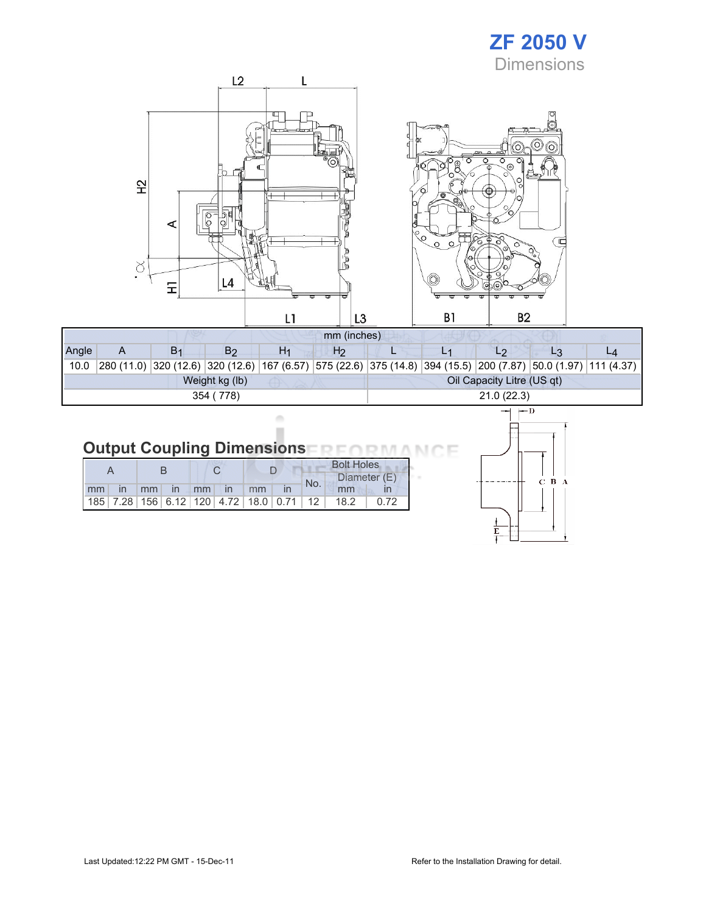# ZF 2050 V

## Dimensions

| mm (inches) | | | | | | | | | | |
|---|---|---|---|---|---|---|---|---|---|---|
| Angle | A | $B_1$ | $B_2$ | $H_1$ | $H_2$ | L | $L_1$ | $L_2$ | $L_3$ | $L_4$ |
| 10.0 | 280 (11.0) | 320 (12.6) | 320 (12.6) | 167 (6.57) | 575 (22.6) | 375 (14.8) | 394 (15.5) | 200 (7.87) | 50.0 (1.97) | 111 (4.37) |

| Weight kg (lb) | Oil Capacity Litre (US qt) |
|---|---|
| 354 ( 778) | 21.0 (22.3) |

## Output Coupling Dimensions

| A | | B | | C | | D | | Bolt Holes | | |
|---|---|---|---|---|---|---|---|---|---|---|
| | | | | | | | | No. | Diameter (E) | |
| mm | in | mm | in | mm | in | mm | in | | mm | in |
| 185 | 7.28 | 156 | 6.12 | 120 | 4.72 | 18.0 | 0.71 | 12 | 18.2 | 0.72 |

Last Updated:12:22 PM GMT - 15-Dec-11

Refer to the Installation Drawing for detail.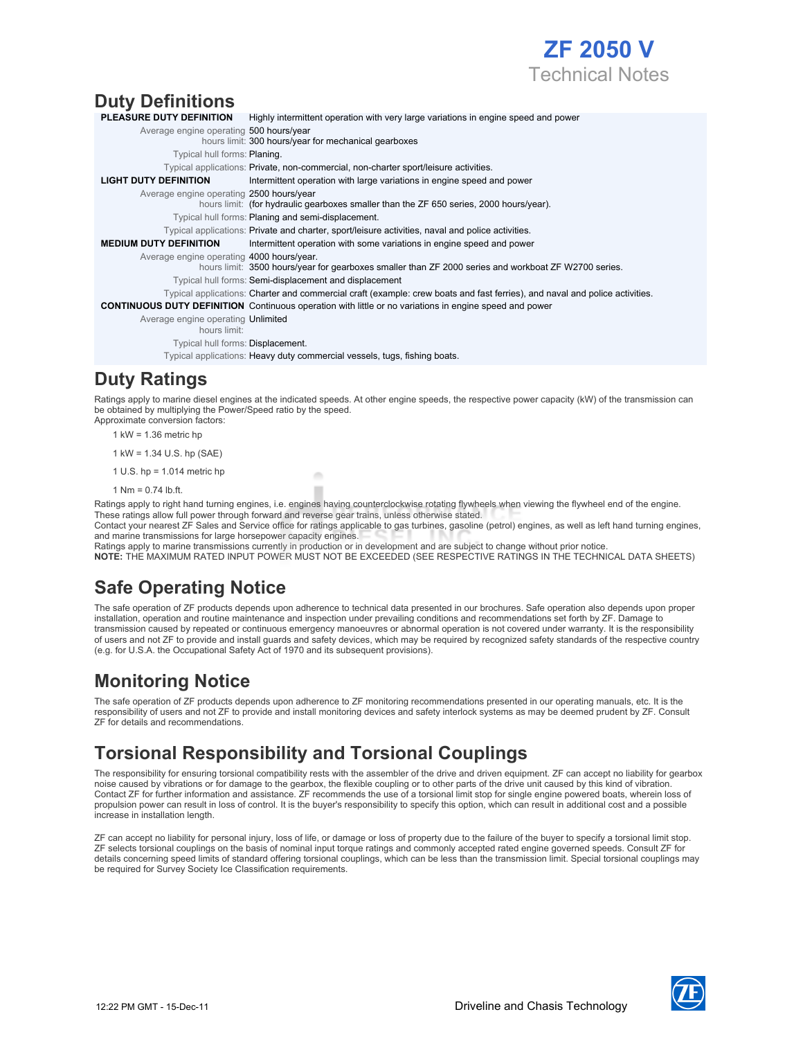# ZF 2050 V

Technical Notes

## Duty Definitions

| | |
|---|---|
| **PLEASURE DUTY DEFINITION** | Highly intermittent operation with very large variations in engine speed and power |
| Average engine operating hours limit: | 500 hours/year<br>300 hours/year for mechanical gearboxes |
| Typical hull forms: | Planing. |
| Typical applications: | Private, non-commercial, non-charter sport/leisure activities. |
| **LIGHT DUTY DEFINITION** | Intermittent operation with large variations in engine speed and power |
| Average engine operating hours limit: | 2500 hours/year<br>(for hydraulic gearboxes smaller than the ZF 650 series, 2000 hours/year). |
| Typical hull forms: | Planing and semi-displacement. |
| Typical applications: | Private and charter, sport/leisure activities, naval and police activities. |
| **MEDIUM DUTY DEFINITION** | Intermittent operation with some variations in engine speed and power |
| Average engine operating hours limit: | 4000 hours/year.<br>3500 hours/year for gearboxes smaller than ZF 2000 series and workboat ZF W2700 series. |
| Typical hull forms: | Semi-displacement and displacement |
| Typical applications: | Charter and commercial craft (example: crew boats and fast ferries), and naval and police activities. |
| **CONTINUOUS DUTY DEFINITION** | Continuous operation with little or no variations in engine speed and power |
| Average engine operating hours limit: | Unlimited |
| Typical hull forms: | Displacement. |
| Typical applications: | Heavy duty commercial vessels, tugs, fishing boats. |

## Duty Ratings

Ratings apply to marine diesel engines at the indicated speeds. At other engine speeds, the respective power capacity (kW) of the transmission can be obtained by multiplying the Power/Speed ratio by the speed.
Approximate conversion factors:

- 1 kW = 1.36 metric hp
- 1 kW = 1.34 U.S. hp (SAE)
- 1 U.S. hp = 1.014 metric hp
- 1 Nm = 0.74 lb.ft.

Ratings apply to right hand turning engines, i.e. engines having counterclockwise rotating flywheels when viewing the flywheel end of the engine. These ratings allow full power through forward and reverse gear trains, unless otherwise stated.
Contact your nearest ZF Sales and Service office for ratings applicable to gas turbines, gasoline (petrol) engines, as well as left hand turning engines, and marine transmissions for large horsepower capacity engines.
Ratings apply to marine transmissions currently in production or in development and are subject to change without prior notice.
**NOTE:** THE MAXIMUM RATED INPUT POWER MUST NOT BE EXCEEDED (SEE RESPECTIVE RATINGS IN THE TECHNICAL DATA SHEETS)

## Safe Operating Notice

The safe operation of ZF products depends upon adherence to technical data presented in our brochures. Safe operation also depends upon proper installation, operation and routine maintenance and inspection under prevailing conditions and recommendations set forth by ZF. Damage to transmission caused by repeated or continuous emergency manoeuvres or abnormal operation is not covered under warranty. It is the responsibility of users and not ZF to provide and install guards and safety devices, which may be required by recognized safety standards of the respective country (e.g. for U.S.A. the Occupational Safety Act of 1970 and its subsequent provisions).

## Monitoring Notice

The safe operation of ZF products depends upon adherence to ZF monitoring recommendations presented in our operating manuals, etc. It is the responsibility of users and not ZF to provide and install monitoring devices and safety interlock systems as may be deemed prudent by ZF. Consult ZF for details and recommendations.

## Torsional Responsibility and Torsional Couplings

The responsibility for ensuring torsional compatibility rests with the assembler of the drive and driven equipment. ZF can accept no liability for gearbox noise caused by vibrations or for damage to the gearbox, the flexible coupling or to other parts of the drive unit caused by this kind of vibration. Contact ZF for further information and assistance. ZF recommends the use of a torsional limit stop for single engine powered boats, wherein loss of propulsion power can result in loss of control. It is the buyer's responsibility to specify this option, which can result in additional cost and a possible increase in installation length.

ZF can accept no liability for personal injury, loss of life, or damage or loss of property due to the failure of the buyer to specify a torsional limit stop. ZF selects torsional couplings on the basis of nominal input torque ratings and commonly accepted rated engine governed speeds. Consult ZF for details concerning speed limits of standard offering torsional couplings, which can be less than the transmission limit. Special torsional couplings may be required for Survey Society Ice Classification requirements.

12:22 PM GMT - 15-Dec-11

Driveline and Chasis Technology